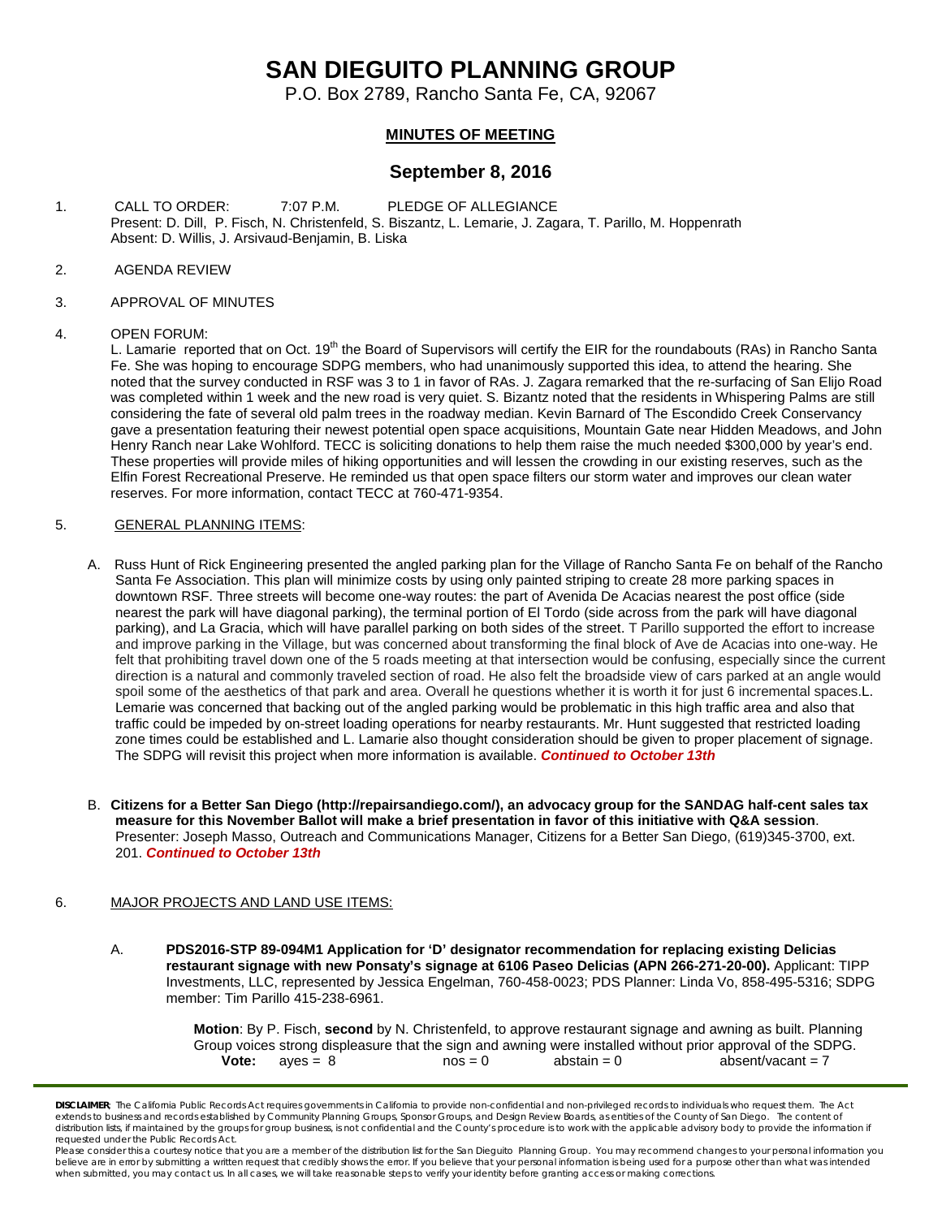# SAN DIEGUITO PLANNING GROUP

P.O. Box 2789, Rancho Santa Fe, CA, 92067

## MINUTES OF MEETING

## September 8, 2016

1. CALL TO ORDER: 7:07 P.M. PLEDGE OF ALLEGIANCE
   Present: D. Dill, P. Fisch, N. Christenfeld, S. Biszantz, L. Lemarie, J. Zagara, T. Parillo, M. Hoppenrath
   Absent: D. Willis, J. Arsivaud-Benjamin, B. Liska

2. AGENDA REVIEW

3. APPROVAL OF MINUTES

4. OPEN FORUM:
   L. Lamarie reported that on Oct. 19th the Board of Supervisors will certify the EIR for the roundabouts (RAs) in Rancho Santa Fe. She was hoping to encourage SDPG members, who had unanimously supported this idea, to attend the hearing. She noted that the survey conducted in RSF was 3 to 1 in favor of RAs. J. Zagara remarked that the re-surfacing of San Elijo Road was completed within 1 week and the new road is very quiet. S. Bizantz noted that the residents in Whispering Palms are still considering the fate of several old palm trees in the roadway median. Kevin Barnard of The Escondido Creek Conservancy gave a presentation featuring their newest potential open space acquisitions, Mountain Gate near Hidden Meadows, and John Henry Ranch near Lake Wohlford. TECC is soliciting donations to help them raise the much needed $300,000 by year's end. These properties will provide miles of hiking opportunities and will lessen the crowding in our existing reserves, such as the Elfin Forest Recreational Preserve. He reminded us that open space filters our storm water and improves our clean water reserves. For more information, contact TECC at 760-471-9354.

5. GENERAL PLANNING ITEMS:

   A. Russ Hunt of Rick Engineering presented the angled parking plan for the Village of Rancho Santa Fe on behalf of the Rancho Santa Fe Association. This plan will minimize costs by using only painted striping to create 28 more parking spaces in downtown RSF. Three streets will become one-way routes: the part of Avenida De Acacias nearest the post office (side nearest the park will have diagonal parking), the terminal portion of El Tordo (side across from the park will have diagonal parking), and La Gracia, which will have parallel parking on both sides of the street. T Parillo supported the effort to increase and improve parking in the Village, but was concerned about transforming the final block of Ave de Acacias into one-way. He felt that prohibiting travel down one of the 5 roads meeting at that intersection would be confusing, especially since the current direction is a natural and commonly traveled section of road. He also felt the broadside view of cars parked at an angle would spoil some of the aesthetics of that park and area. Overall he questions whether it is worth it for just 6 incremental spaces.L. Lemarie was concerned that backing out of the angled parking would be problematic in this high traffic area and also that traffic could be impeded by on-street loading operations for nearby restaurants. Mr. Hunt suggested that restricted loading zone times could be established and L. Lamarie also thought consideration should be given to proper placement of signage. The SDPG will revisit this project when more information is available. ***Continued to October 13th***

   B. **Citizens for a Better San Diego (http://repairsandiego.com/), an advocacy group for the SANDAG half-cent sales tax measure for this November Ballot will make a brief presentation in favor of this initiative with Q&A session**. Presenter: Joseph Masso, Outreach and Communications Manager, Citizens for a Better San Diego, (619)345-3700, ext. 201. ***Continued to October 13th***

6. MAJOR PROJECTS AND LAND USE ITEMS:

   A. **PDS2016-STP 89-094M1 Application for 'D' designator recommendation for replacing existing Delicias restaurant signage with new Ponsaty's signage at 6106 Paseo Delicias (APN 266-271-20-00).** Applicant: TIPP Investments, LLC, represented by Jessica Engelman, 760-458-0023; PDS Planner: Linda Vo, 858-495-5316; SDPG member: Tim Parillo 415-238-6961.

      **Motion**: By P. Fisch, **second** by N. Christenfeld, to approve restaurant signage and awning as built. Planning Group voices strong displeasure that the sign and awning were installed without prior approval of the SDPG.
      **Vote:** ayes = 8 nos = 0 abstain = 0 absent/vacant = 7

**DISCLAIMER**; The California Public Records Act requires governments in California to provide non-confidential and non-privileged records to individuals who request them. The Act extends to business and records established by Community Planning Groups, Sponsor Groups, and Design Review Boards, as entities of the County of San Diego. The content of distribution lists, if maintained by the groups for group business, is not confidential and the County's procedure is to work with the applicable advisory body to provide the information if requested under the Public Records Act.
Please consider this a courtesy notice that you are a member of the distribution list for the San Dieguito Planning Group. You may recommend changes to your personal information you believe are in error by submitting a written request that credibly shows the error. If you believe that your personal information is being used for a purpose other than what was intended when submitted, you may contact us. In all cases, we will take reasonable steps to verify your identity before granting access or making corrections.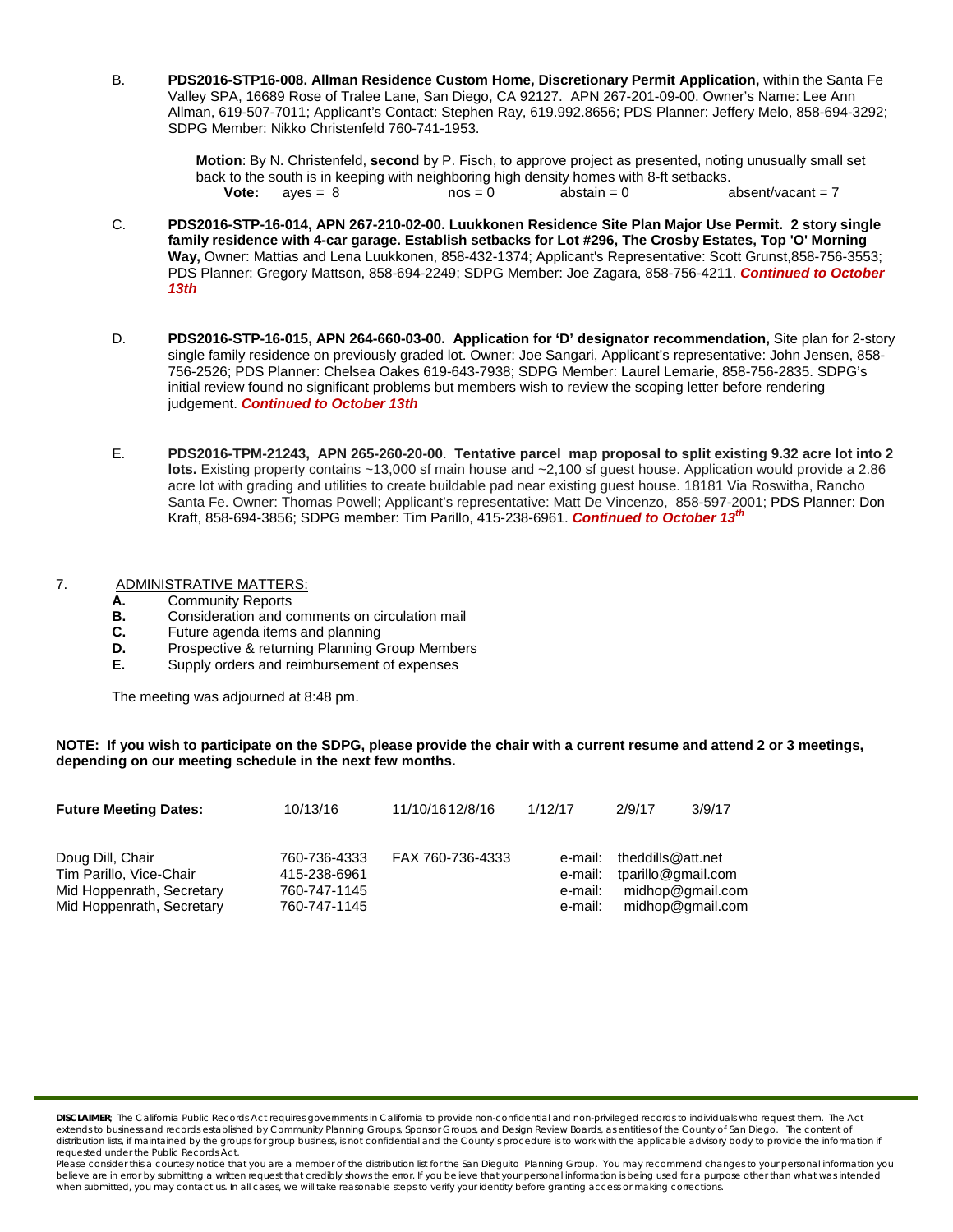B. **PDS2016-STP16-008. Allman Residence Custom Home, Discretionary Permit Application,** within the Santa Fe Valley SPA, 16689 Rose of Tralee Lane, San Diego, CA 92127. APN 267-201-09-00. Owner's Name: Lee Ann Allman, 619-507-7011; Applicant's Contact: Stephen Ray, 619.992.8656; PDS Planner: Jeffery Melo, 858-694-3292; SDPG Member: Nikko Christenfeld 760-741-1953.

**Motion**: By N. Christenfeld, **second** by P. Fisch, to approve project as presented, noting unusually small set back to the south is in keeping with neighboring high density homes with 8-ft setbacks.
**Vote:** ayes = 8 nos = 0 abstain = 0 absent/vacant = 7

C. **PDS2016-STP-16-014, APN 267-210-02-00. Luukkonen Residence Site Plan Major Use Permit. 2 story single family residence with 4-car garage. Establish setbacks for Lot #296, The Crosby Estates, Top 'O' Morning Way,** Owner: Mattias and Lena Luukkonen, 858-432-1374; Applicant's Representative: Scott Grunst,858-756-3553; PDS Planner: Gregory Mattson, 858-694-2249; SDPG Member: Joe Zagara, 858-756-4211. ***Continued to October 13th***

D. **PDS2016-STP-16-015, APN 264-660-03-00. Application for 'D' designator recommendation,** Site plan for 2-story single family residence on previously graded lot. Owner: Joe Sangari, Applicant's representative: John Jensen, 858-756-2526; PDS Planner: Chelsea Oakes 619-643-7938; SDPG Member: Laurel Lemarie, 858-756-2835. SDPG's initial review found no significant problems but members wish to review the scoping letter before rendering judgement. ***Continued to October 13th***

E. **PDS2016-TPM-21243, APN 265-260-20-00**. **Tentative parcel map proposal to split existing 9.32 acre lot into 2 lots.** Existing property contains ~13,000 sf main house and ~2,100 sf guest house. Application would provide a 2.86 acre lot with grading and utilities to create buildable pad near existing guest house. 18181 Via Roswitha, Rancho Santa Fe. Owner: Thomas Powell; Applicant's representative: Matt De Vincenzo, 858-597-2001; PDS Planner: Don Kraft, 858-694-3856; SDPG member: Tim Parillo, 415-238-6961. ***Continued to October 13th***

7. ADMINISTRATIVE MATTERS:

**A.** Community Reports
**B.** Consideration and comments on circulation mail
**C.** Future agenda items and planning
**D.** Prospective & returning Planning Group Members
**E.** Supply orders and reimbursement of expenses

The meeting was adjourned at 8:48 pm.

**NOTE: If you wish to participate on the SDPG, please provide the chair with a current resume and attend 2 or 3 meetings, depending on our meeting schedule in the next few months.**

**Future Meeting Dates:** 10/13/16 11/10/16 12/8/16 1/12/17 2/9/17 3/9/17

| | | | | |
|---|---|---|---|---|
| Doug Dill, Chair | 760-736-4333 | FAX 760-736-4333 | e-mail: | theddills@att.net |
| Tim Parillo, Vice-Chair | 415-238-6961 | | e-mail: | tparillo@gmail.com |
| Mid Hoppenrath, Secretary | 760-747-1145 | | e-mail: | midhop@gmail.com |
| Mid Hoppenrath, Secretary | 760-747-1145 | | e-mail: | midhop@gmail.com |

**DISCLAIMER**; The California Public Records Act requires governments in California to provide non-confidential and non-privileged records to individuals who request them. The Act extends to business and records established by Community Planning Groups, Sponsor Groups, and Design Review Boards, as entities of the County of San Diego. The content of distribution lists, if maintained by the groups for group business, is not confidential and the County's procedure is to work with the applicable advisory body to provide the information if requested under the Public Records Act.
Please consider this a courtesy notice that you are a member of the distribution list for the San Dieguito Planning Group. You may recommend changes to your personal information you believe are in error by submitting a written request that credibly shows the error. If you believe that your personal information is being used for a purpose other than what was intended when submitted, you may contact us. In all cases, we will take reasonable steps to verify your identity before granting access or making corrections.